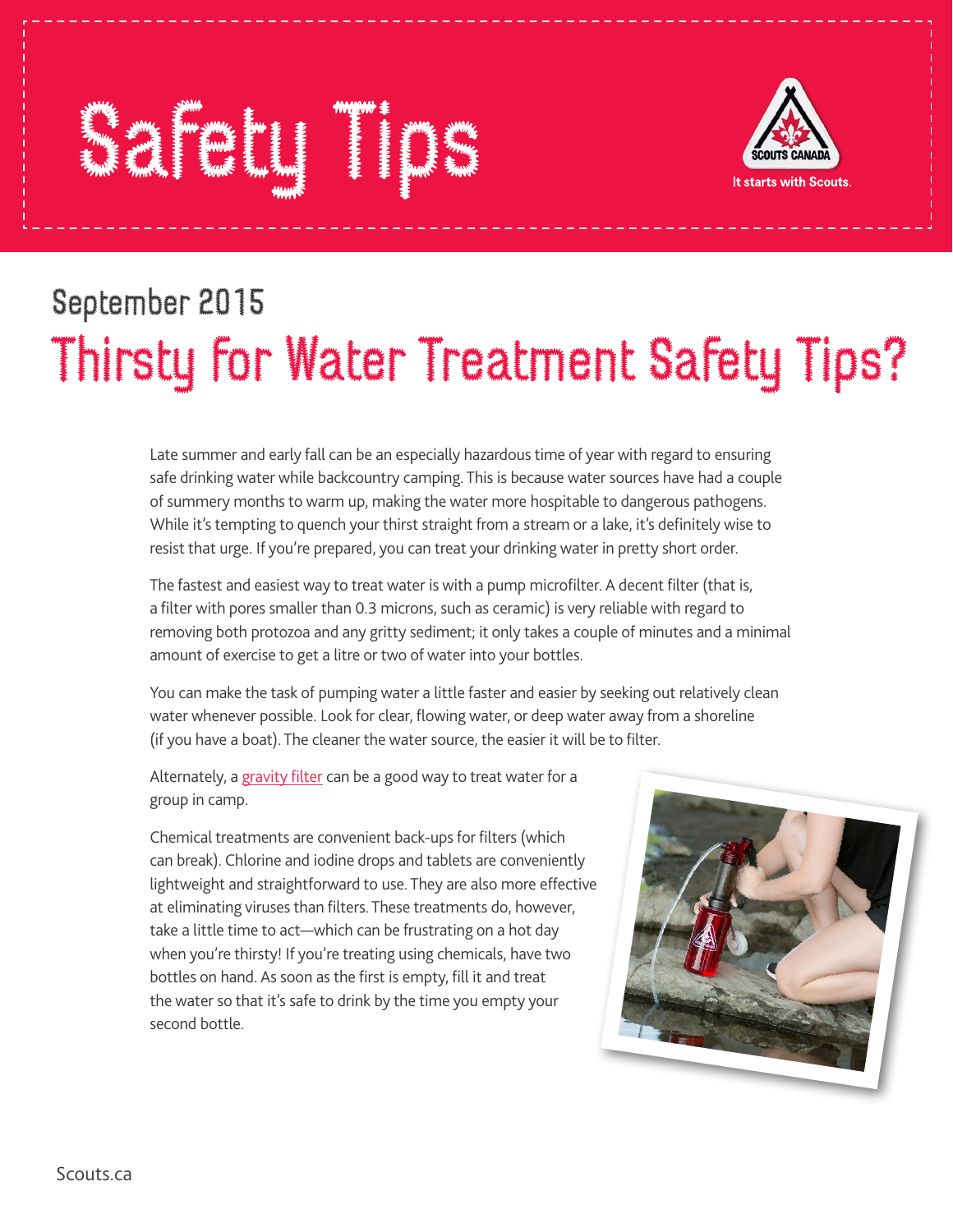# Safety Tips

SCOUTS CANADA

It starts with Scouts.

## September 2015

# Thirsty for Water Treatment Safety Tips?

Late summer and early fall can be an especially hazardous time of year with regard to ensuring safe drinking water while backcountry camping. This is because water sources have had a couple of summery months to warm up, making the water more hospitable to dangerous pathogens. While it's tempting to quench your thirst straight from a stream or a lake, it's definitely wise to resist that urge. If you're prepared, you can treat your drinking water in pretty short order.

The fastest and easiest way to treat water is with a pump microfilter. A decent filter (that is, a filter with pores smaller than 0.3 microns, such as ceramic) is very reliable with regard to removing both protozoa and any gritty sediment; it only takes a couple of minutes and a minimal amount of exercise to get a litre or two of water into your bottles.

You can make the task of pumping water a little faster and easier by seeking out relatively clean water whenever possible. Look for clear, flowing water, or deep water away from a shoreline (if you have a boat). The cleaner the water source, the easier it will be to filter.

Alternately, a gravity filter can be a good way to treat water for a group in camp.

Chemical treatments are convenient back-ups for filters (which can break). Chlorine and iodine drops and tablets are conveniently lightweight and straightforward to use. They are also more effective at eliminating viruses than filters. These treatments do, however, take a little time to act—which can be frustrating on a hot day when you're thirsty! If you're treating using chemicals, have two bottles on hand. As soon as the first is empty, fill it and treat the water so that it's safe to drink by the time you empty your second bottle.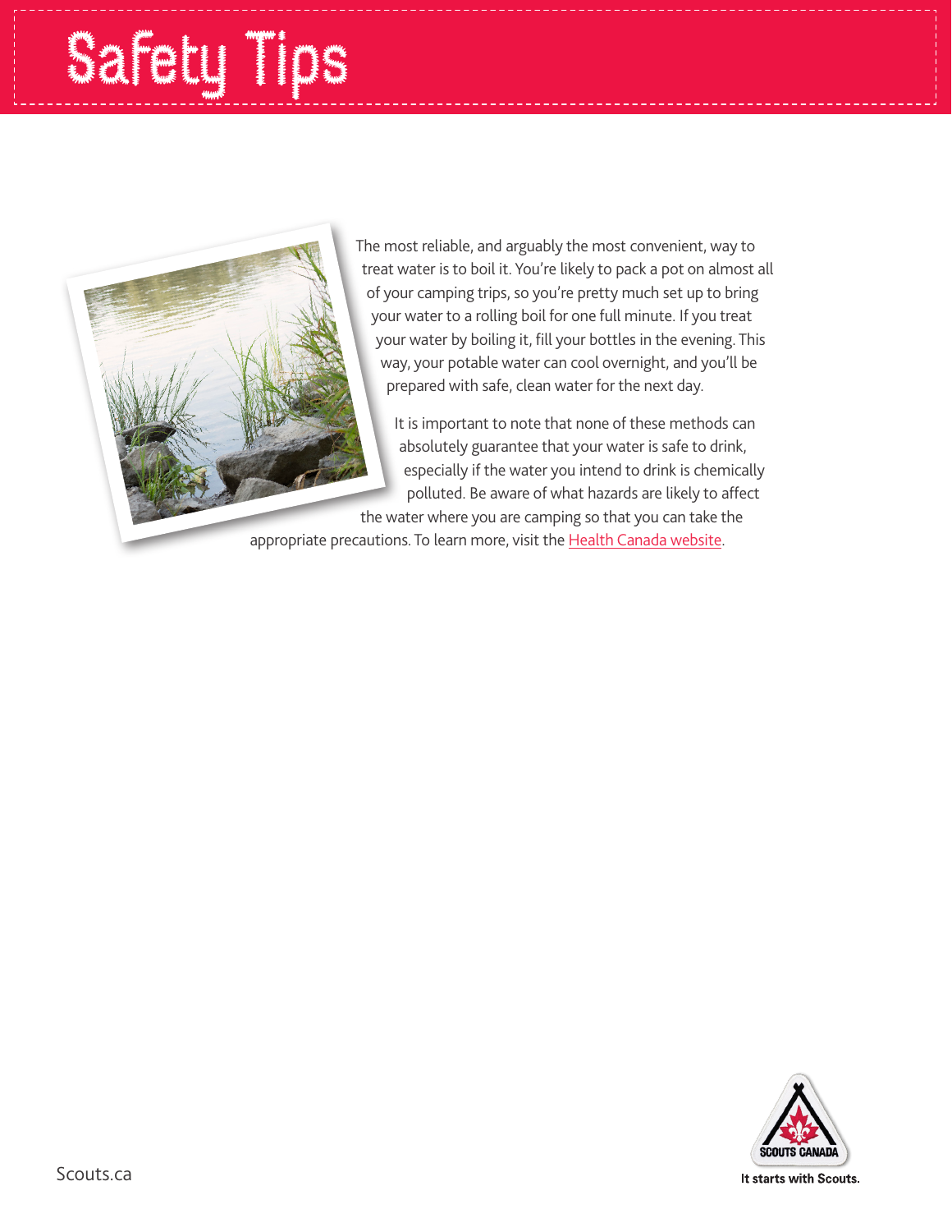# Safety Tips

The most reliable, and arguably the most convenient, way to treat water is to boil it. You're likely to pack a pot on almost all of your camping trips, so you're pretty much set up to bring your water to a rolling boil for one full minute. If you treat your water by boiling it, fill your bottles in the evening. This way, your potable water can cool overnight, and you'll be prepared with safe, clean water for the next day.

It is important to note that none of these methods can absolutely guarantee that your water is safe to drink, especially if the water you intend to drink is chemically polluted. Be aware of what hazards are likely to affect the water where you are camping so that you can take the appropriate precautions. To learn more, visit the Health Canada website.